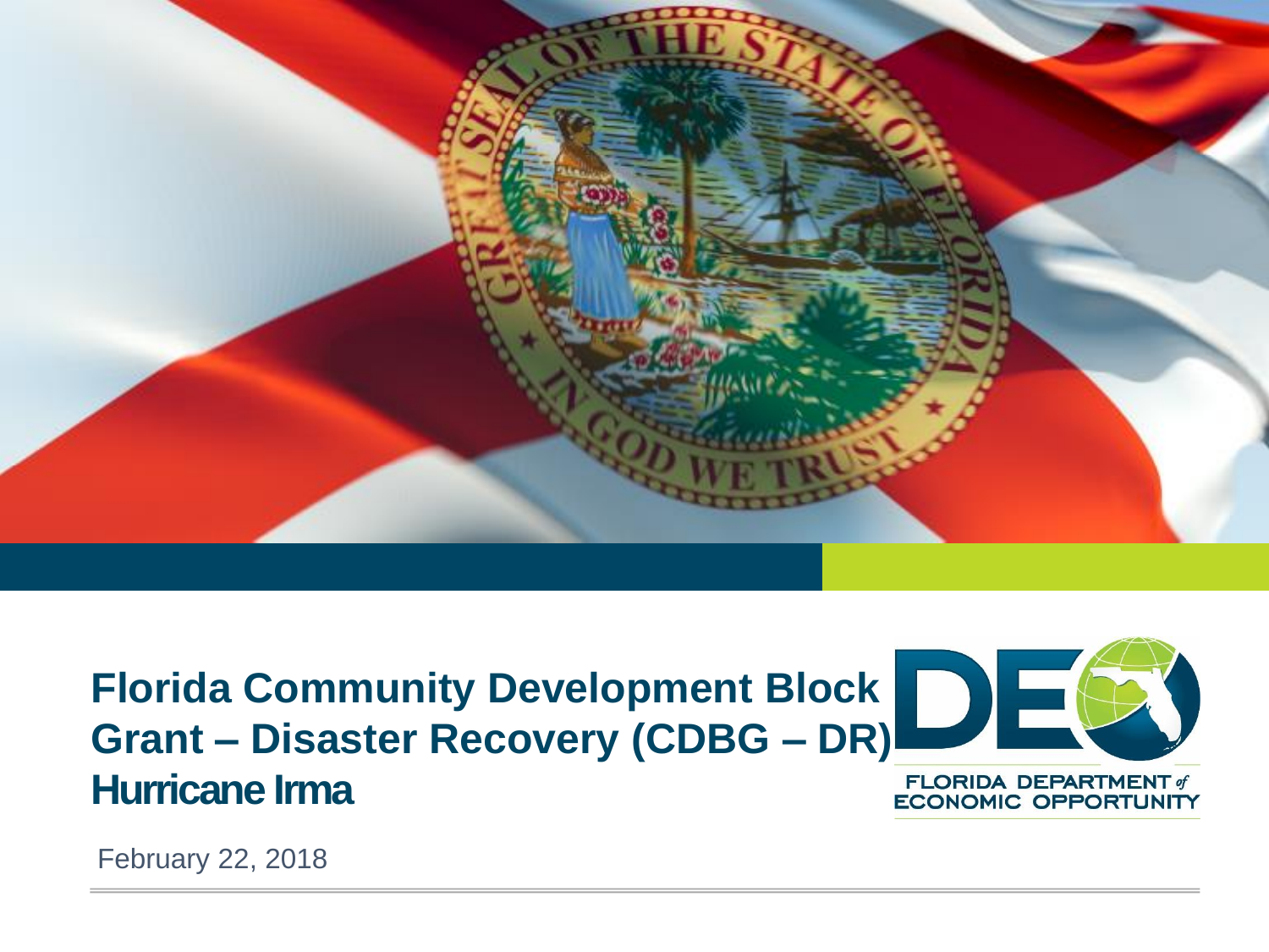# Florida Community Development Block Grant – Disaster Recovery (CDBG – DR)

## Hurricane Irma

FLORIDA DEPARTMENT of ECONOMIC OPPORTUNITY

February 22, 2018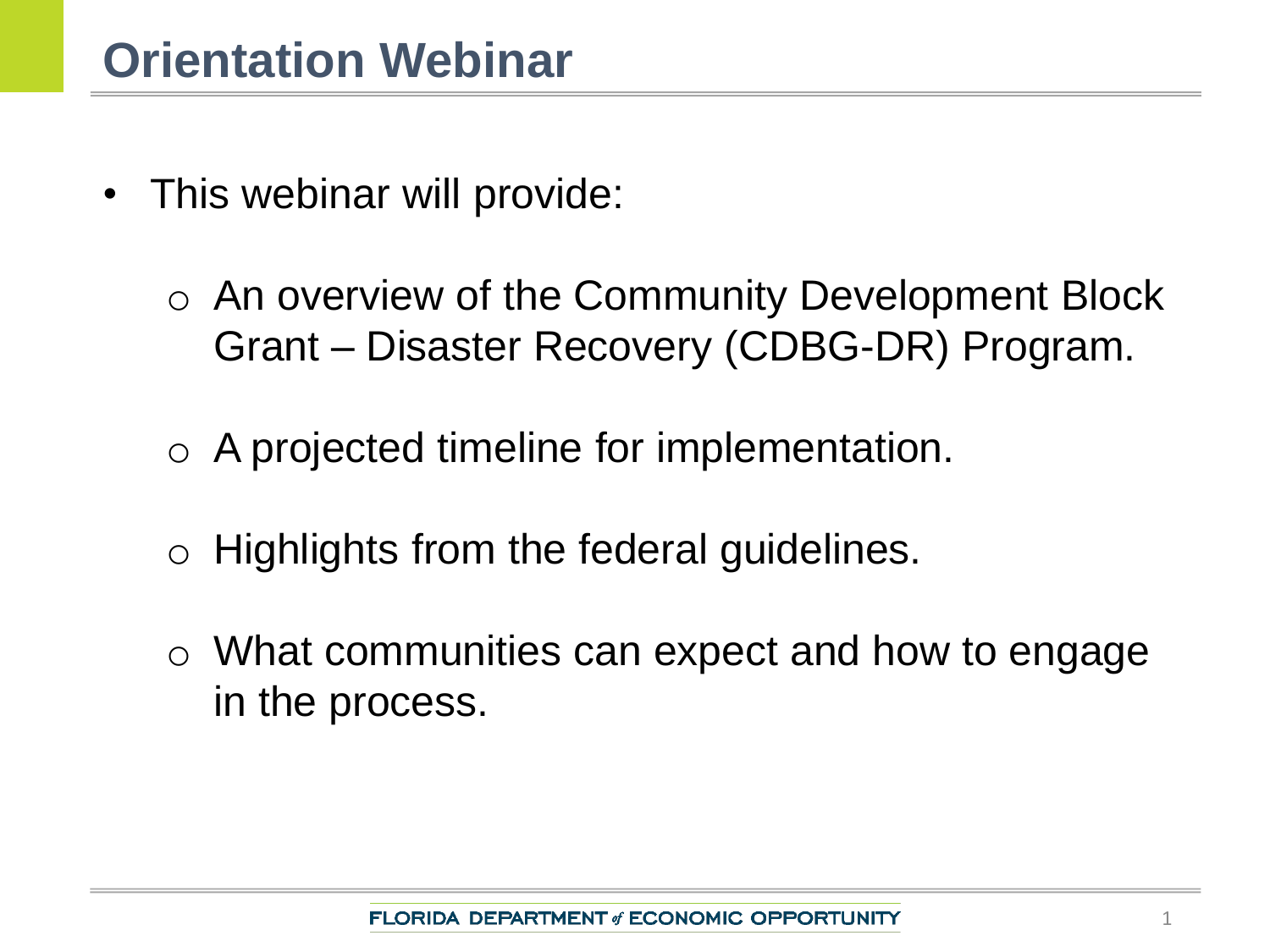# Orientation Webinar

- This webinar will provide:
  - An overview of the Community Development Block Grant – Disaster Recovery (CDBG-DR) Program.
  - A projected timeline for implementation.
  - Highlights from the federal guidelines.
  - What communities can expect and how to engage in the process.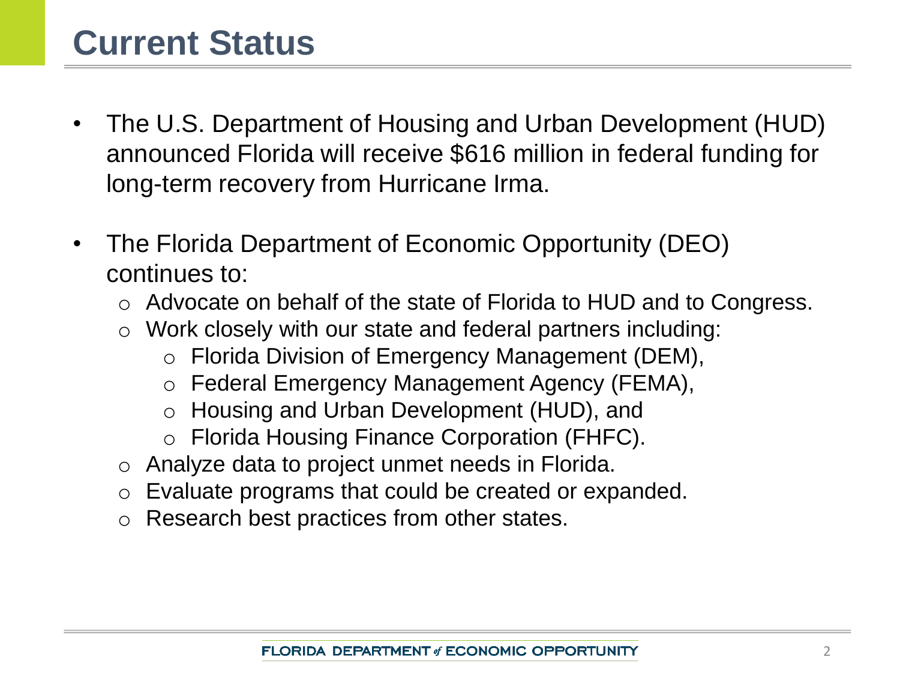# Current Status

- The U.S. Department of Housing and Urban Development (HUD) announced Florida will receive $616 million in federal funding for long-term recovery from Hurricane Irma.

- The Florida Department of Economic Opportunity (DEO) continues to:
  - Advocate on behalf of the state of Florida to HUD and to Congress.
  - Work closely with our state and federal partners including:
    - Florida Division of Emergency Management (DEM),
    - Federal Emergency Management Agency (FEMA),
    - Housing and Urban Development (HUD), and
    - Florida Housing Finance Corporation (FHFC).
  - Analyze data to project unmet needs in Florida.
  - Evaluate programs that could be created or expanded.
  - Research best practices from other states.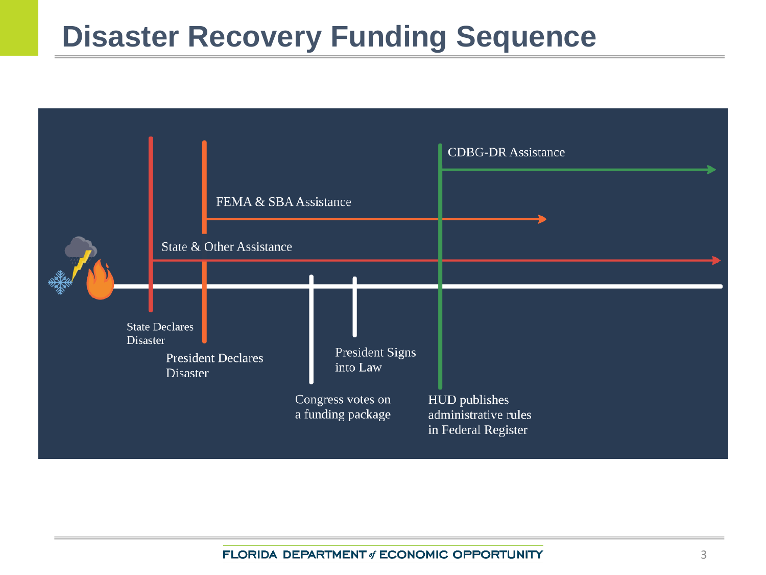# Disaster Recovery Funding Sequence

CDBG-DR Assistance

FEMA & SBA Assistance

State & Other Assistance

State Declares Disaster

President Declares Disaster

Congress votes on a funding package

President Signs into Law

HUD publishes administrative rules in Federal Register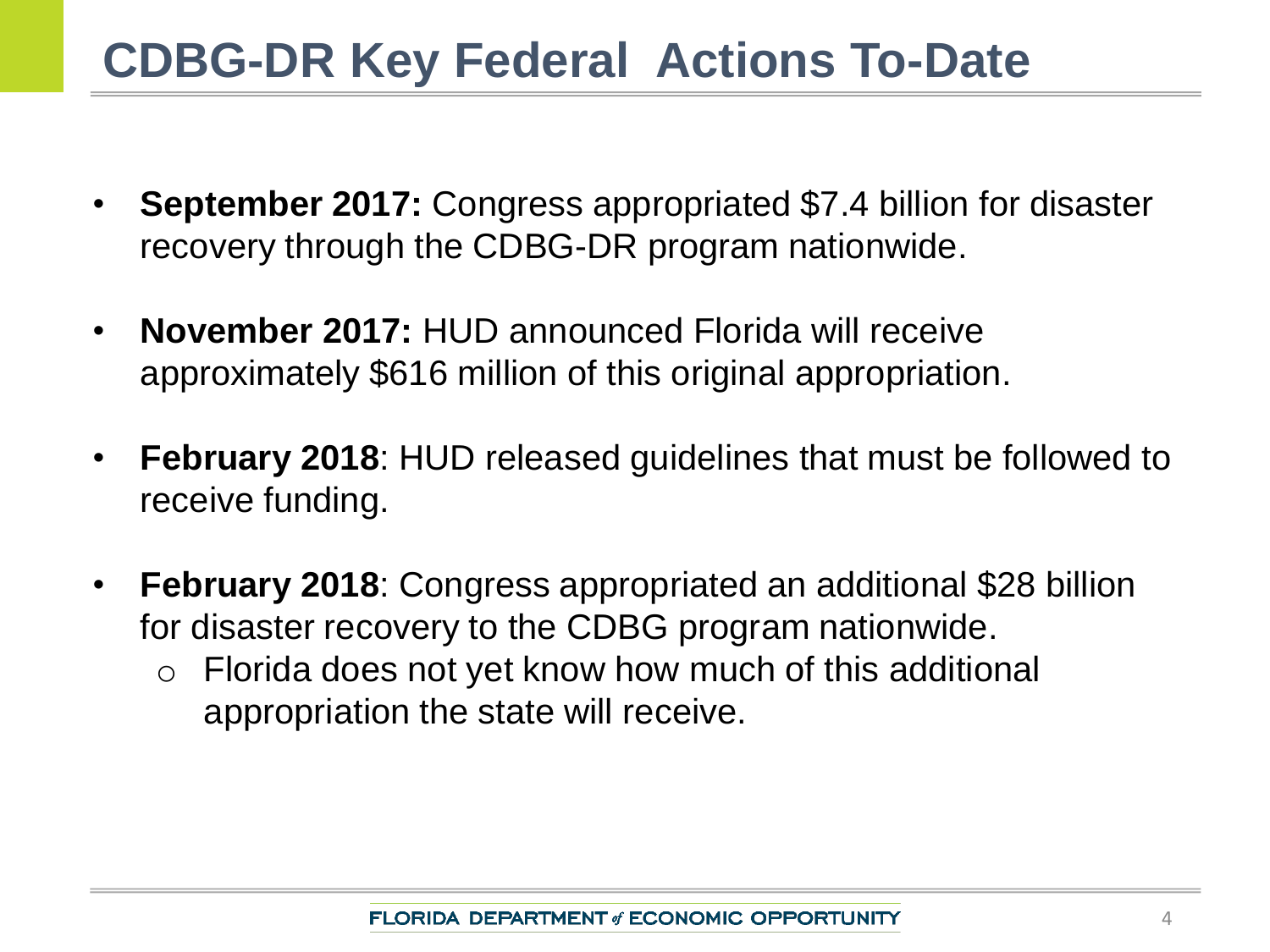# CDBG-DR Key Federal Actions To-Date

- **September 2017:** Congress appropriated $7.4 billion for disaster recovery through the CDBG-DR program nationwide.
- **November 2017:** HUD announced Florida will receive approximately $616 million of this original appropriation.
- **February 2018**: HUD released guidelines that must be followed to receive funding.
- **February 2018**: Congress appropriated an additional $28 billion for disaster recovery to the CDBG program nationwide.
  - Florida does not yet know how much of this additional appropriation the state will receive.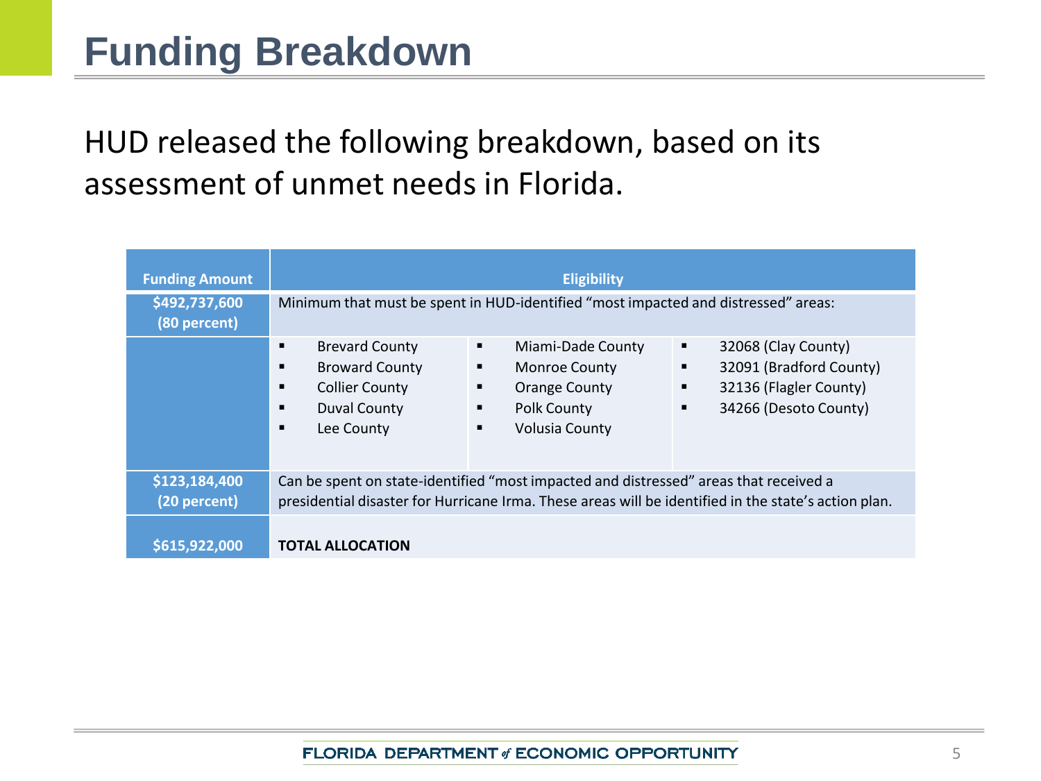# Funding Breakdown

HUD released the following breakdown, based on its assessment of unmet needs in Florida.

| Funding Amount | Eligibility | | |
|---|---|---|---|
| **$492,737,600 (80 percent)** | Minimum that must be spent in HUD-identified "most impacted and distressed" areas: | | |
| | ▪ Brevard County<br>▪ Broward County<br>▪ Collier County<br>▪ Duval County<br>▪ Lee County | ▪ Miami-Dade County<br>▪ Monroe County<br>▪ Orange County<br>▪ Polk County<br>▪ Volusia County | ▪ 32068 (Clay County)<br>▪ 32091 (Bradford County)<br>▪ 32136 (Flagler County)<br>▪ 34266 (Desoto County) |
| **$123,184,400 (20 percent)** | Can be spent on state-identified "most impacted and distressed" areas that received a presidential disaster for Hurricane Irma. These areas will be identified in the state's action plan. | | |
| **$615,922,000** | **TOTAL ALLOCATION** | | |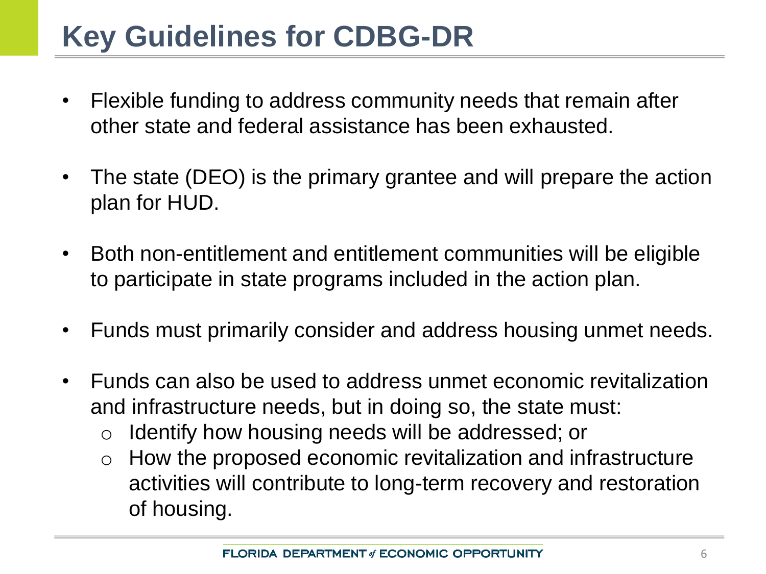# Key Guidelines for CDBG-DR

- Flexible funding to address community needs that remain after other state and federal assistance has been exhausted.
- The state (DEO) is the primary grantee and will prepare the action plan for HUD.
- Both non-entitlement and entitlement communities will be eligible to participate in state programs included in the action plan.
- Funds must primarily consider and address housing unmet needs.
- Funds can also be used to address unmet economic revitalization and infrastructure needs, but in doing so, the state must:
  - Identify how housing needs will be addressed; or
  - How the proposed economic revitalization and infrastructure activities will contribute to long-term recovery and restoration of housing.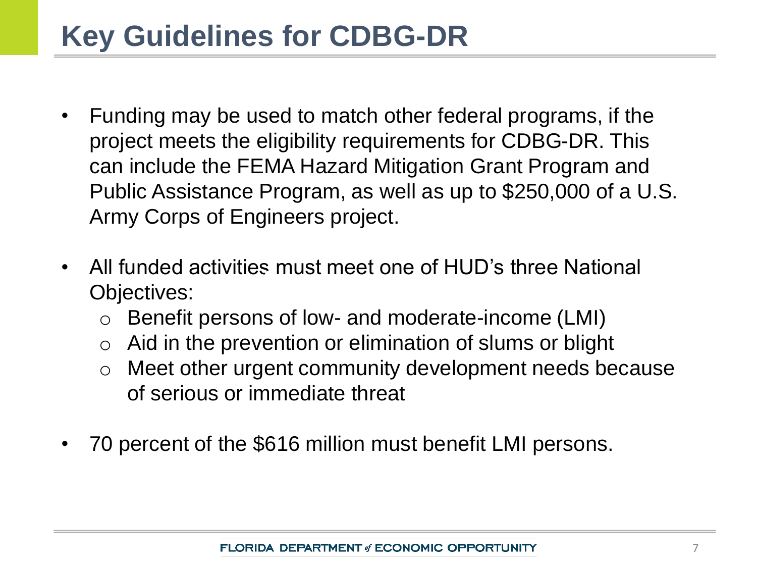# Key Guidelines for CDBG-DR

- Funding may be used to match other federal programs, if the project meets the eligibility requirements for CDBG-DR. This can include the FEMA Hazard Mitigation Grant Program and Public Assistance Program, as well as up to $250,000 of a U.S. Army Corps of Engineers project.
- All funded activities must meet one of HUD's three National Objectives:
  - Benefit persons of low- and moderate-income (LMI)
  - Aid in the prevention or elimination of slums or blight
  - Meet other urgent community development needs because of serious or immediate threat
- 70 percent of the $616 million must benefit LMI persons.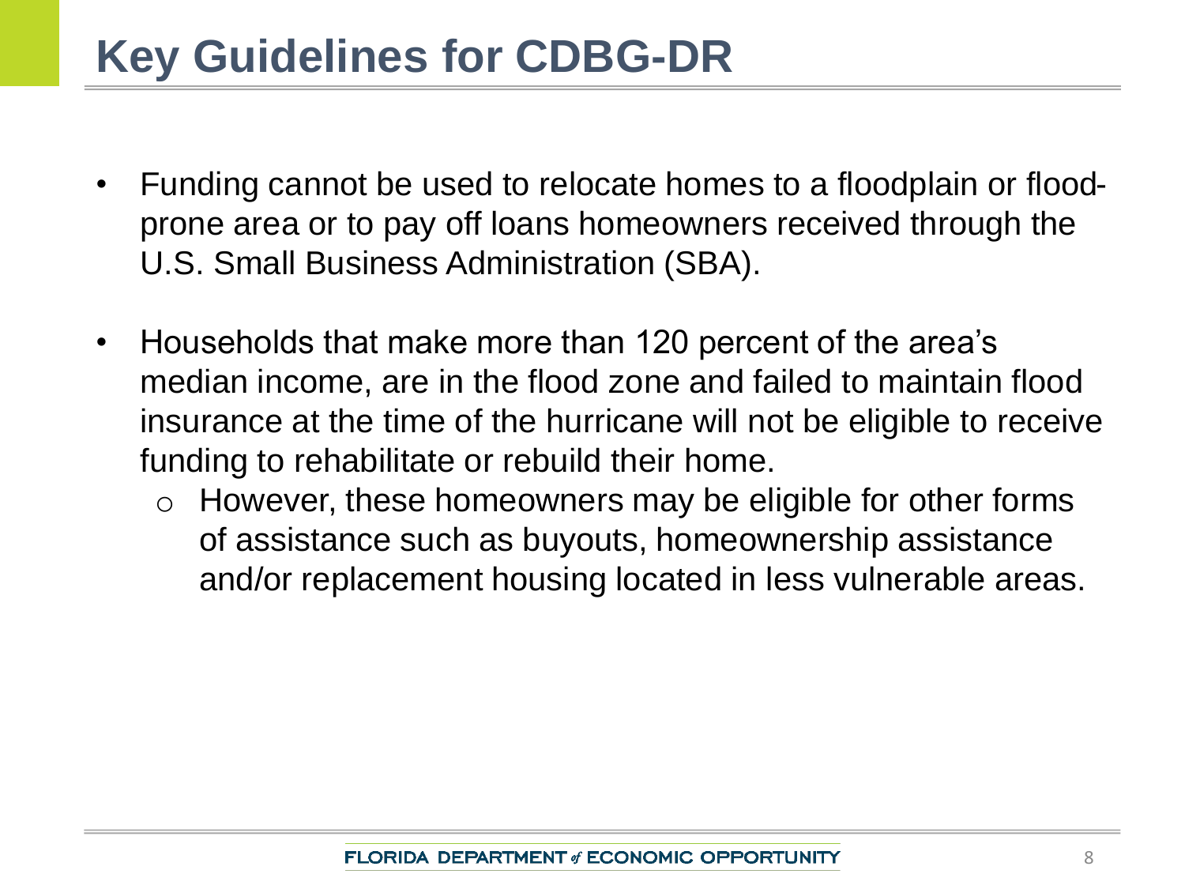# Key Guidelines for CDBG-DR

- Funding cannot be used to relocate homes to a floodplain or flood-prone area or to pay off loans homeowners received through the U.S. Small Business Administration (SBA).

- Households that make more than 120 percent of the area's median income, are in the flood zone and failed to maintain flood insurance at the time of the hurricane will not be eligible to receive funding to rehabilitate or rebuild their home.
  - However, these homeowners may be eligible for other forms of assistance such as buyouts, homeownership assistance and/or replacement housing located in less vulnerable areas.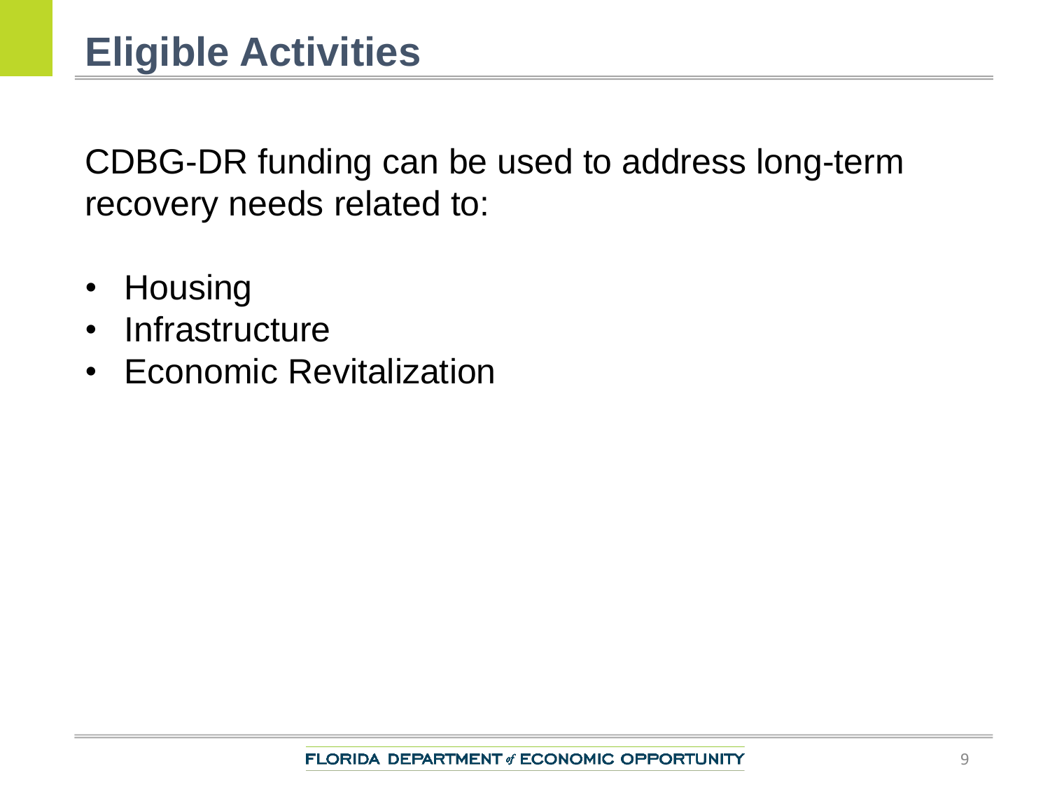# Eligible Activities

CDBG-DR funding can be used to address long-term recovery needs related to:

- Housing
- Infrastructure
- Economic Revitalization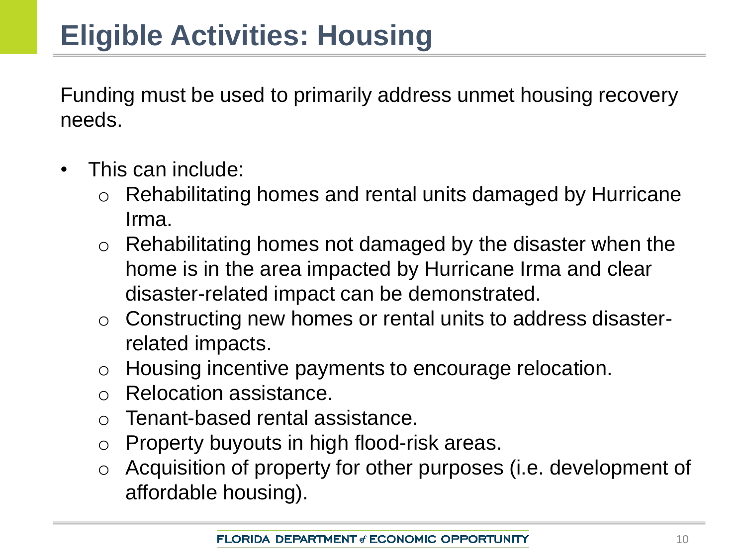# Eligible Activities: Housing

Funding must be used to primarily address unmet housing recovery needs.

- This can include:
  - Rehabilitating homes and rental units damaged by Hurricane Irma.
  - Rehabilitating homes not damaged by the disaster when the home is in the area impacted by Hurricane Irma and clear disaster-related impact can be demonstrated.
  - Constructing new homes or rental units to address disaster-related impacts.
  - Housing incentive payments to encourage relocation.
  - Relocation assistance.
  - Tenant-based rental assistance.
  - Property buyouts in high flood-risk areas.
  - Acquisition of property for other purposes (i.e. development of affordable housing).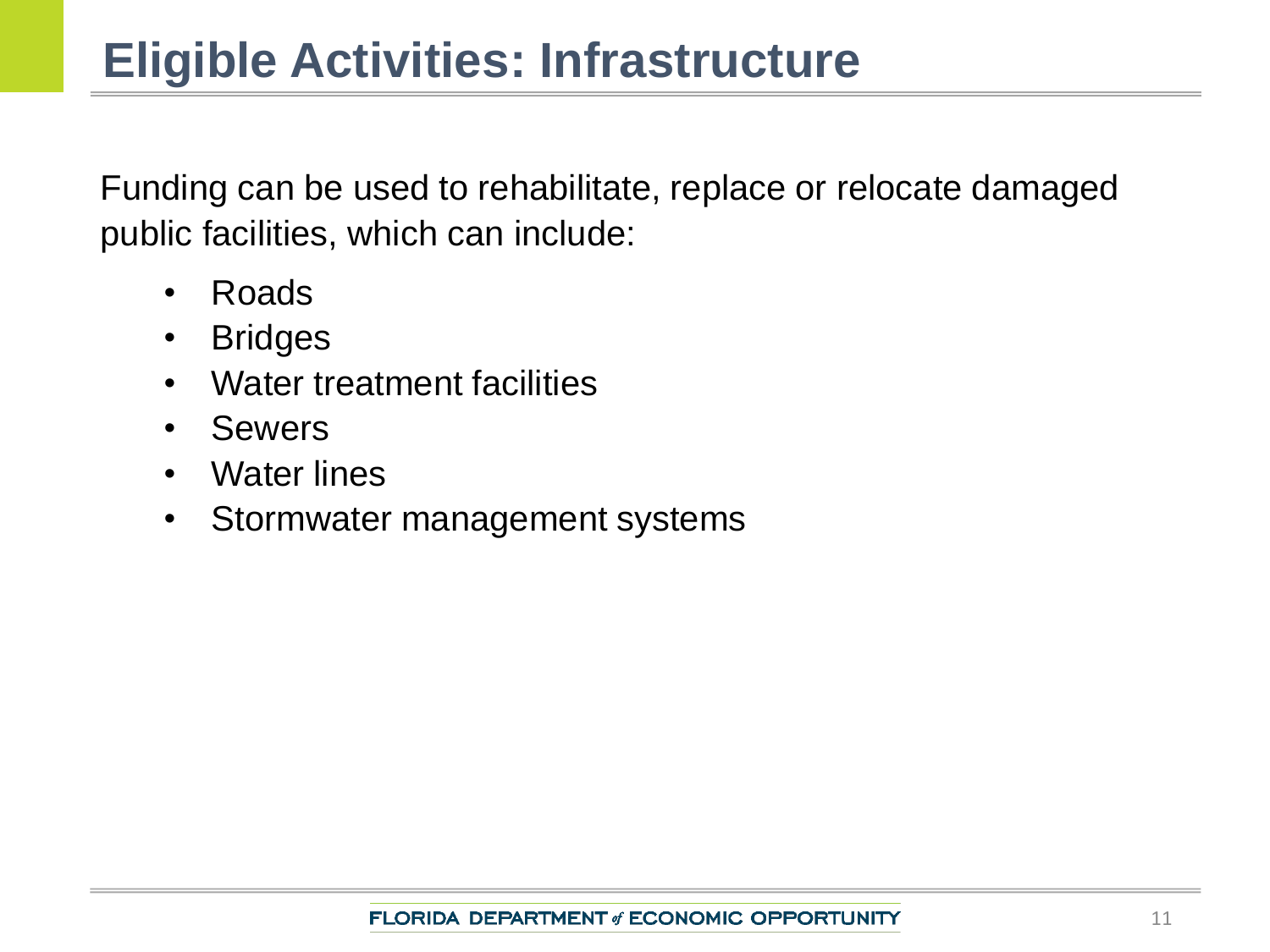# Eligible Activities: Infrastructure

Funding can be used to rehabilitate, replace or relocate damaged public facilities, which can include:

- Roads
- Bridges
- Water treatment facilities
- Sewers
- Water lines
- Stormwater management systems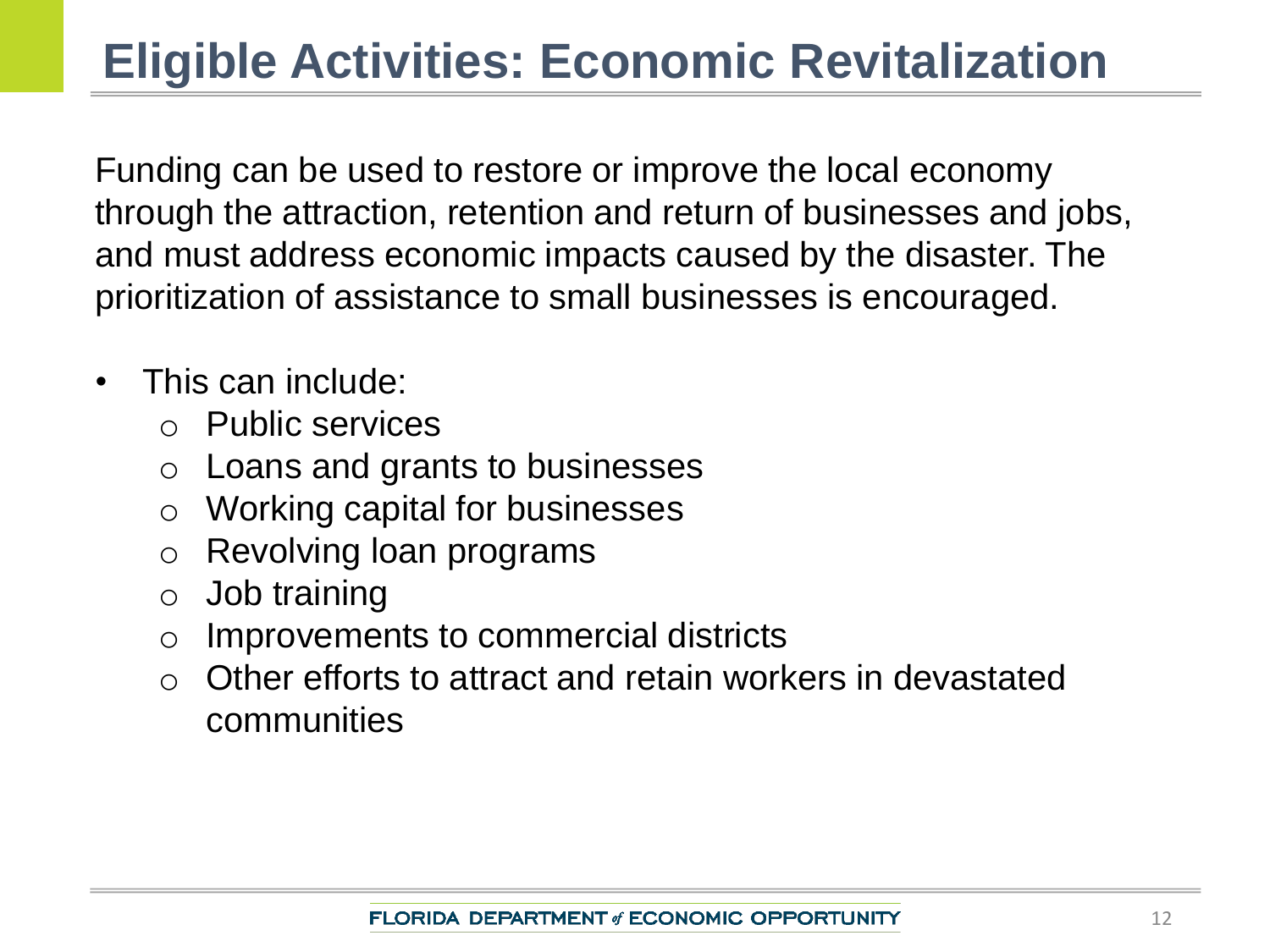# Eligible Activities: Economic Revitalization

Funding can be used to restore or improve the local economy through the attraction, retention and return of businesses and jobs, and must address economic impacts caused by the disaster. The prioritization of assistance to small businesses is encouraged.

- This can include:
  - Public services
  - Loans and grants to businesses
  - Working capital for businesses
  - Revolving loan programs
  - Job training
  - Improvements to commercial districts
  - Other efforts to attract and retain workers in devastated communities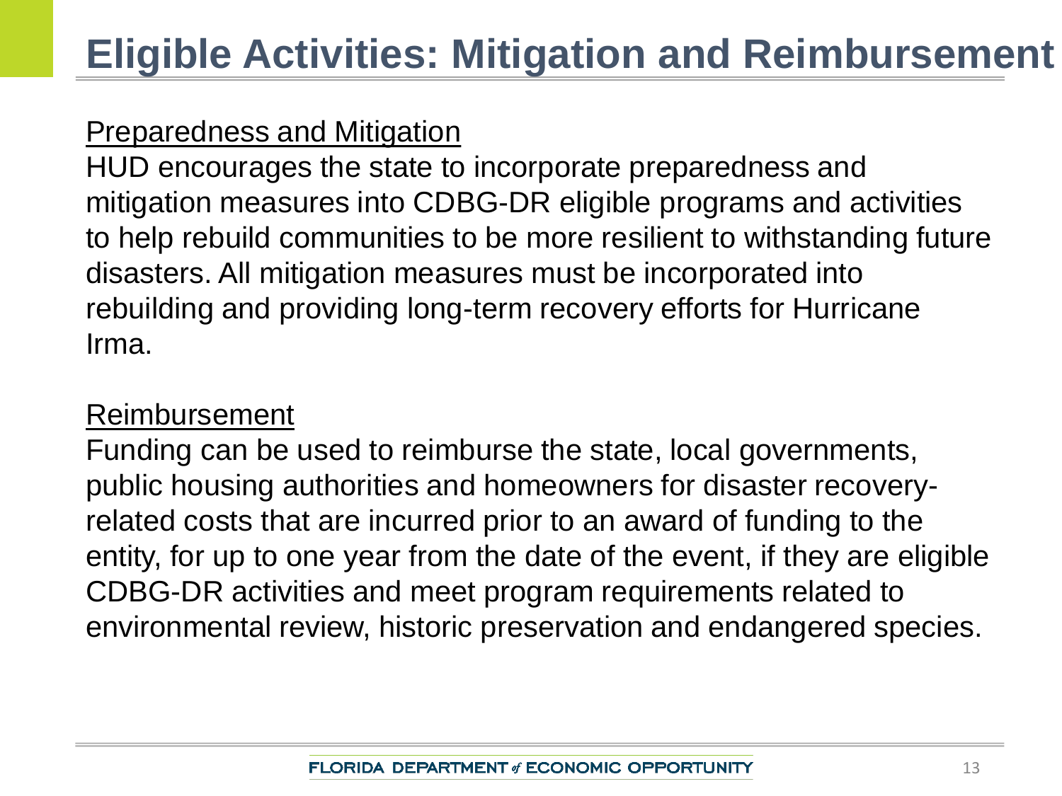# Eligible Activities: Mitigation and Reimbursement

<u>Preparedness and Mitigation</u>

HUD encourages the state to incorporate preparedness and mitigation measures into CDBG-DR eligible programs and activities to help rebuild communities to be more resilient to withstanding future disasters. All mitigation measures must be incorporated into rebuilding and providing long-term recovery efforts for Hurricane Irma.

<u>Reimbursement</u>

Funding can be used to reimburse the state, local governments, public housing authorities and homeowners for disaster recovery-related costs that are incurred prior to an award of funding to the entity, for up to one year from the date of the event, if they are eligible CDBG-DR activities and meet program requirements related to environmental review, historic preservation and endangered species.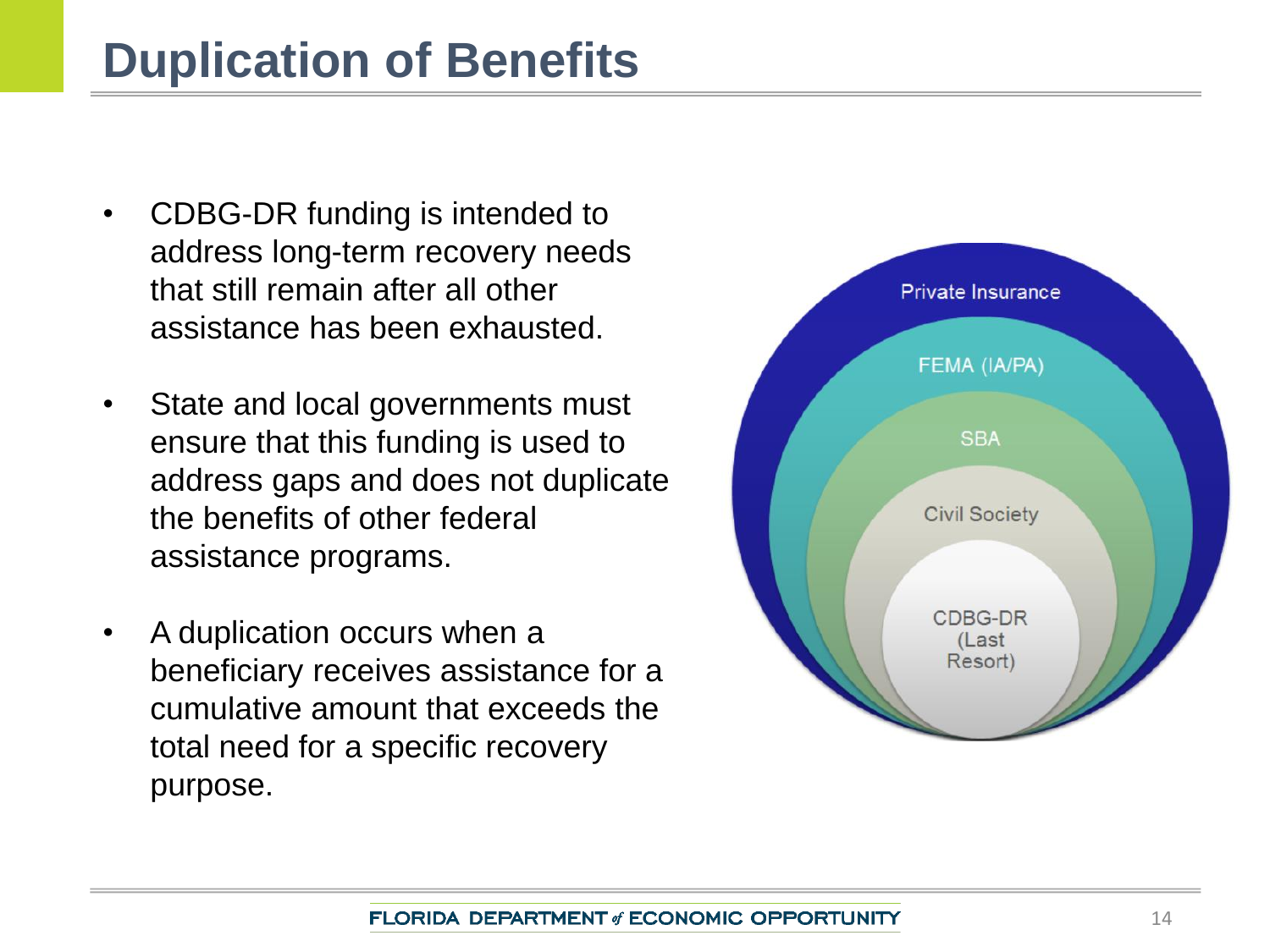# Duplication of Benefits

- CDBG-DR funding is intended to address long-term recovery needs that still remain after all other assistance has been exhausted.
- State and local governments must ensure that this funding is used to address gaps and does not duplicate the benefits of other federal assistance programs.
- A duplication occurs when a beneficiary receives assistance for a cumulative amount that exceeds the total need for a specific recovery purpose.

Private Insurance

FEMA (IA/PA)

SBA

Civil Society

CDBG-DR (Last Resort)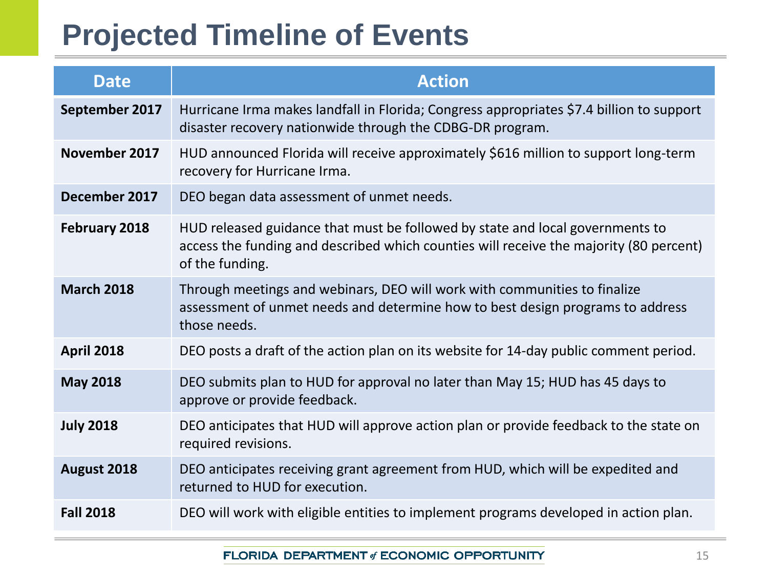# Projected Timeline of Events

| Date | Action |
| --- | --- |
| **September 2017** | Hurricane Irma makes landfall in Florida; Congress appropriates $7.4 billion to support disaster recovery nationwide through the CDBG-DR program. |
| **November 2017** | HUD announced Florida will receive approximately $616 million to support long-term recovery for Hurricane Irma. |
| **December 2017** | DEO began data assessment of unmet needs. |
| **February 2018** | HUD released guidance that must be followed by state and local governments to access the funding and described which counties will receive the majority (80 percent) of the funding. |
| **March 2018** | Through meetings and webinars, DEO will work with communities to finalize assessment of unmet needs and determine how to best design programs to address those needs. |
| **April 2018** | DEO posts a draft of the action plan on its website for 14-day public comment period. |
| **May 2018** | DEO submits plan to HUD for approval no later than May 15; HUD has 45 days to approve or provide feedback. |
| **July 2018** | DEO anticipates that HUD will approve action plan or provide feedback to the state on required revisions. |
| **August 2018** | DEO anticipates receiving grant agreement from HUD, which will be expedited and returned to HUD for execution. |
| **Fall 2018** | DEO will work with eligible entities to implement programs developed in action plan. |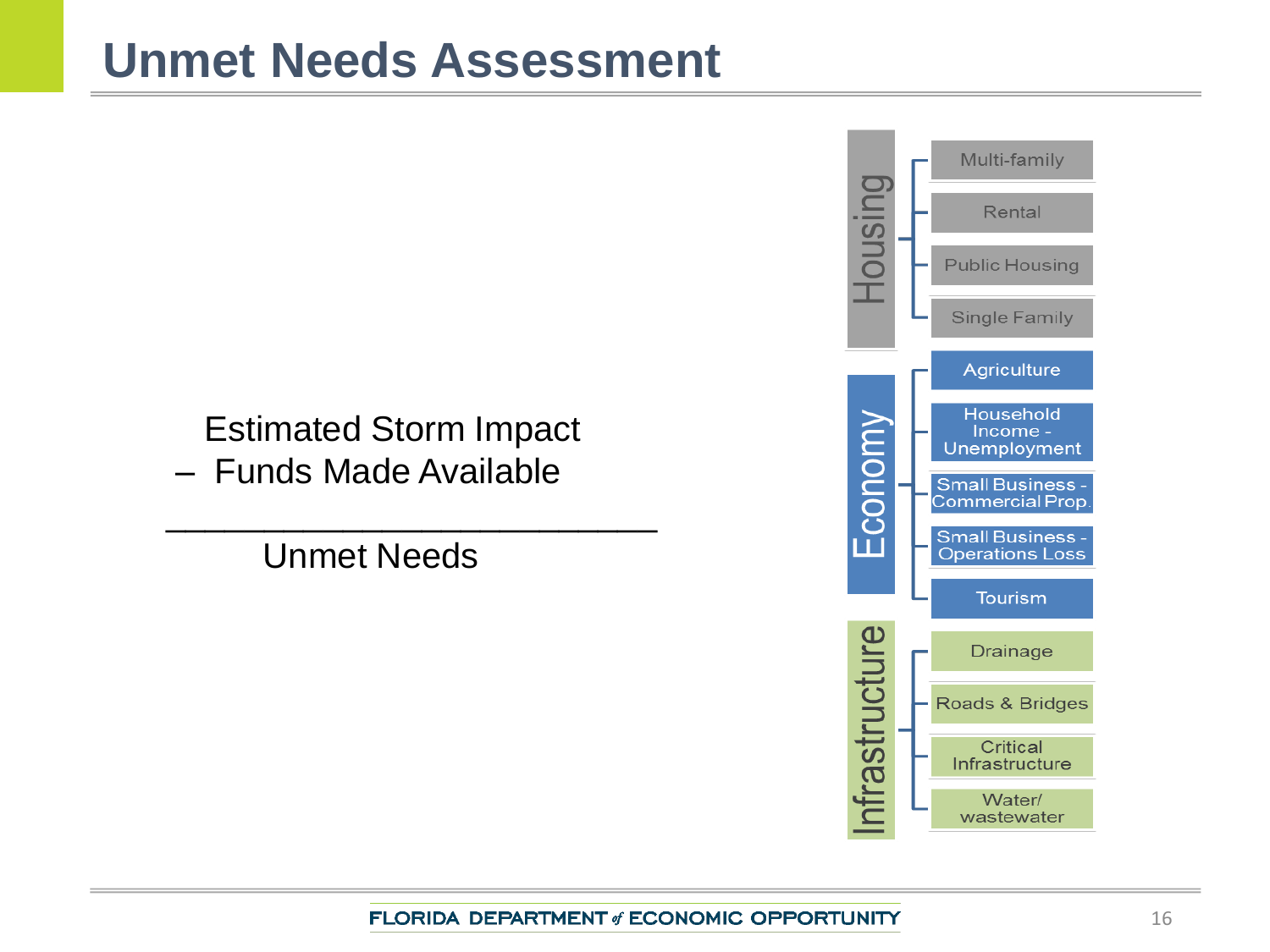# Unmet Needs Assessment

Estimated Storm Impact
– Funds Made Available
\_\_\_\_\_\_\_\_\_\_\_\_\_\_\_\_\_\_\_\_\_\_\_\_
Unmet Needs

- **Housing**
  - Multi-family
  - Rental
  - Public Housing
  - Single Family
- **Economy**
  - Agriculture
  - Household Income - Unemployment
  - Small Business - Commercial Prop.
  - Small Business - Operations Loss
  - Tourism
- **Infrastructure**
  - Drainage
  - Roads & Bridges
  - Critical Infrastructure
  - Water/ wastewater

FLORIDA DEPARTMENT of ECONOMIC OPPORTUNITY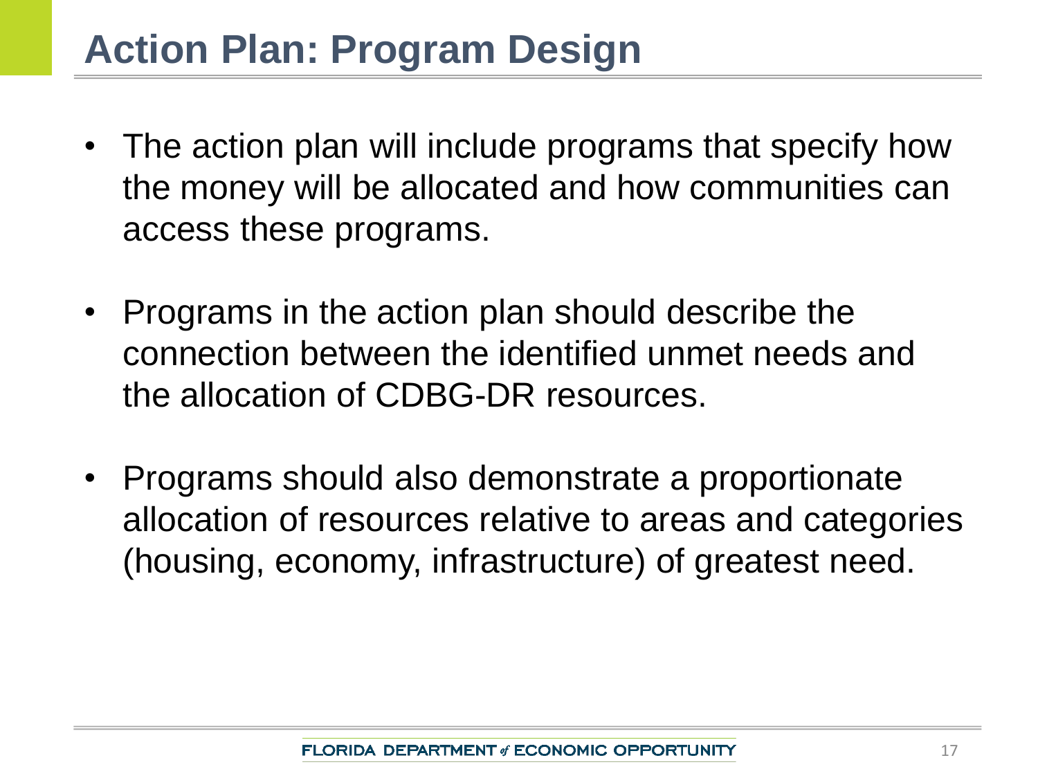# Action Plan: Program Design

- The action plan will include programs that specify how the money will be allocated and how communities can access these programs.
- Programs in the action plan should describe the connection between the identified unmet needs and the allocation of CDBG-DR resources.
- Programs should also demonstrate a proportionate allocation of resources relative to areas and categories (housing, economy, infrastructure) of greatest need.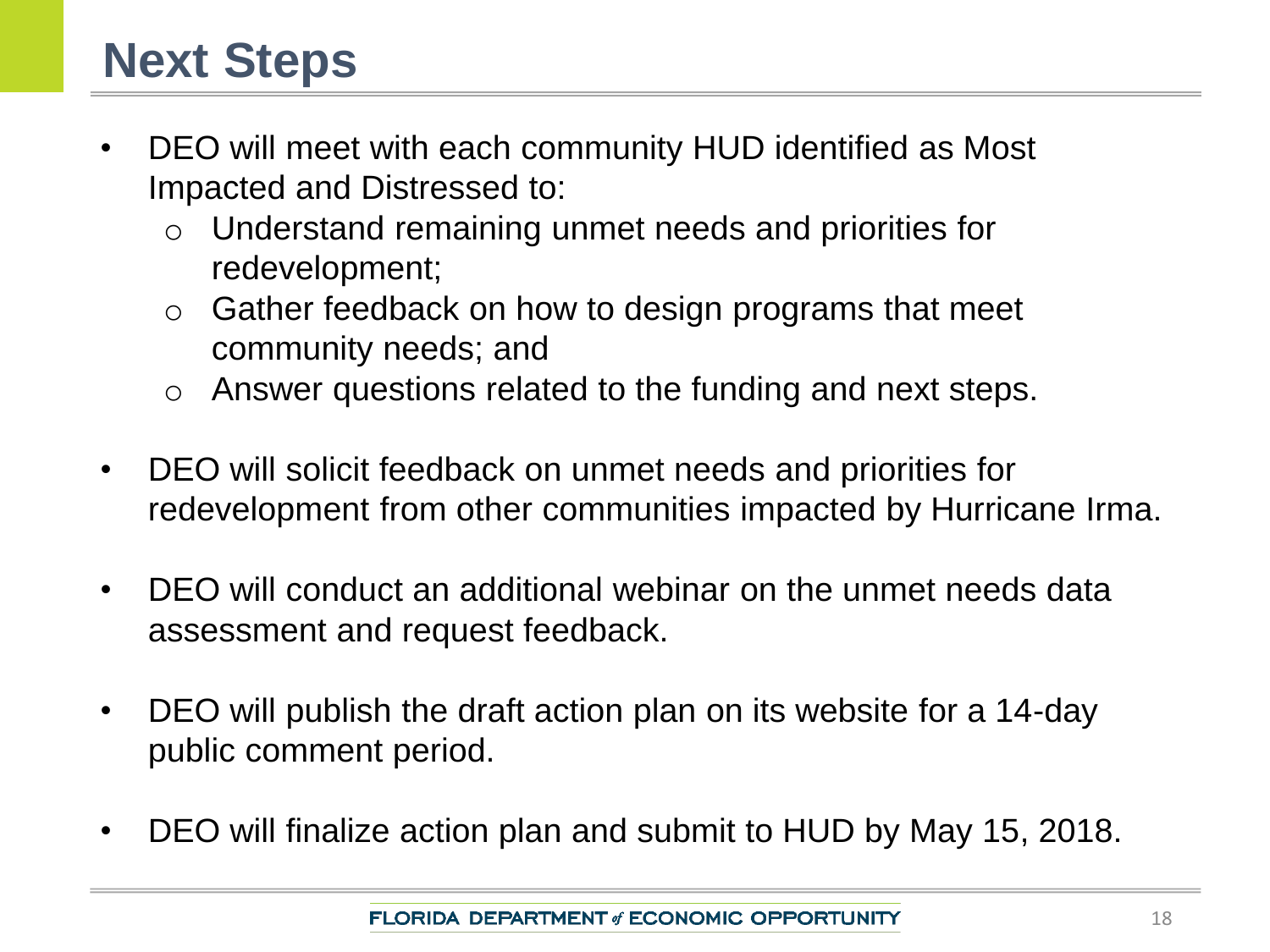# Next Steps

- DEO will meet with each community HUD identified as Most Impacted and Distressed to:
  - Understand remaining unmet needs and priorities for redevelopment;
  - Gather feedback on how to design programs that meet community needs; and
  - Answer questions related to the funding and next steps.
- DEO will solicit feedback on unmet needs and priorities for redevelopment from other communities impacted by Hurricane Irma.
- DEO will conduct an additional webinar on the unmet needs data assessment and request feedback.
- DEO will publish the draft action plan on its website for a 14-day public comment period.
- DEO will finalize action plan and submit to HUD by May 15, 2018.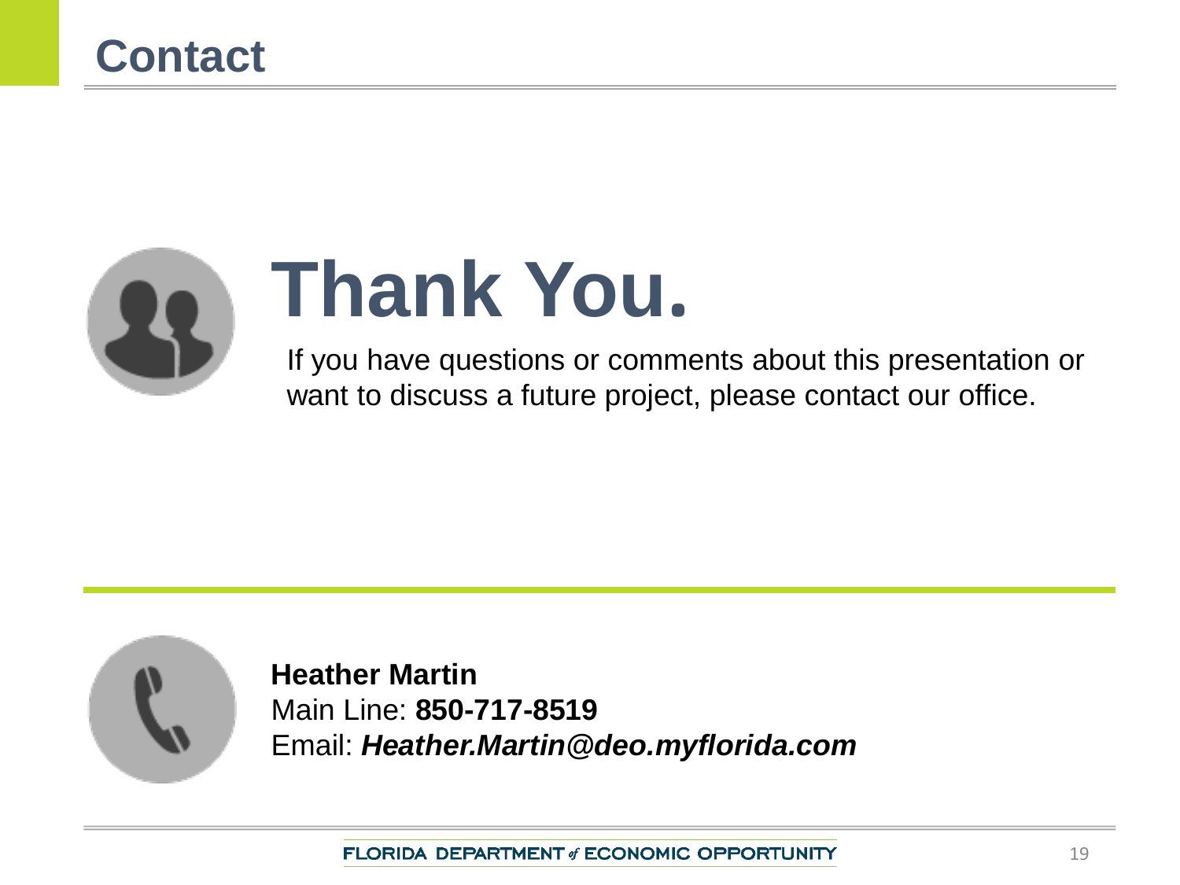# Contact

## Thank You.

If you have questions or comments about this presentation or want to discuss a future project, please contact our office.

**Heather Martin**
Main Line: **850-717-8519**
Email: ***Heather.Martin@deo.myflorida.com***

FLORIDA DEPARTMENT of ECONOMIC OPPORTUNITY